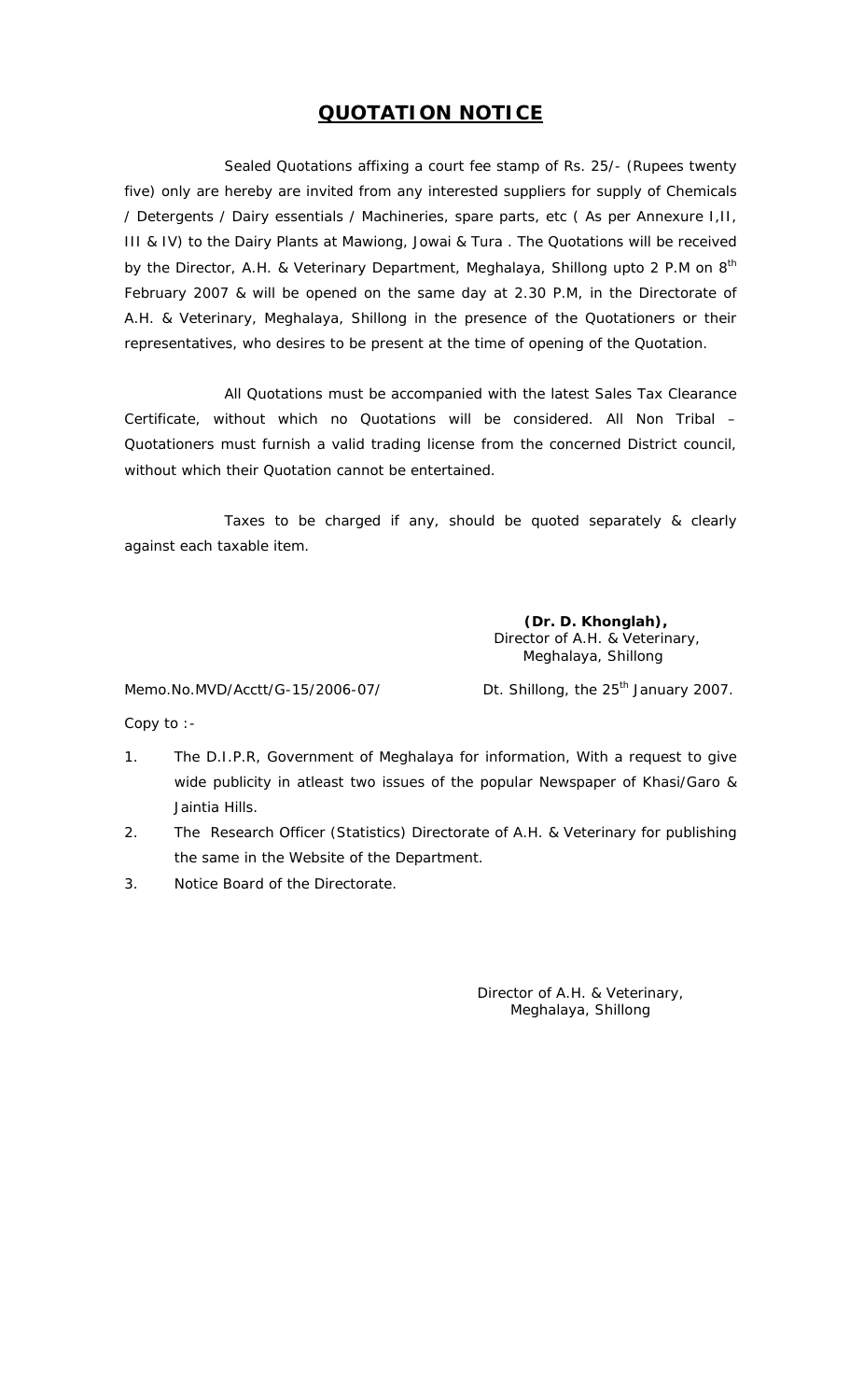# QUOTATION NOTICE

Sealed Quotations affixing a court fee stamp of Rs. 25/- (Rupees twenty five) only are hereby are invited from any interested suppliers for supply of Chemicals / Detergents / Dairy essentials / Machineries, spare parts, etc ( As per Annexure I,II, III & IV) to the Dairy Plants at Mawiong, Jowai & Tura . The Quotations will be received by the Director, A.H. & Veterinary Department, Meghalaya, Shillong upto 2 P.M on 8th February 2007 & will be opened on the same day at 2.30 P.M, in the Directorate of A.H. & Veterinary, Meghalaya, Shillong in the presence of the Quotationers or their representatives, who desires to be present at the time of opening of the Quotation.

All Quotations must be accompanied with the latest Sales Tax Clearance Certificate, without which no Quotations will be considered. All Non Tribal – Quotationers must furnish a valid trading license from the concerned District council, without which their Quotation cannot be entertained.

Taxes to be charged if any, should be quoted separately & clearly against each taxable item.

**(Dr. D. Khonglah),**
Director of A.H. & Veterinary,
Meghalaya, Shillong

Memo.No.MVD/Acctt/G-15/2006-07/ Dt. Shillong, the 25th January 2007.

Copy to :-

1. The D.I.P.R, Government of Meghalaya for information, With a request to give wide publicity in atleast two issues of the popular Newspaper of Khasi/Garo & Jaintia Hills.
2. The Research Officer (Statistics) Directorate of A.H. & Veterinary for publishing the same in the Website of the Department.
3. Notice Board of the Directorate.

Director of A.H. & Veterinary,
Meghalaya, Shillong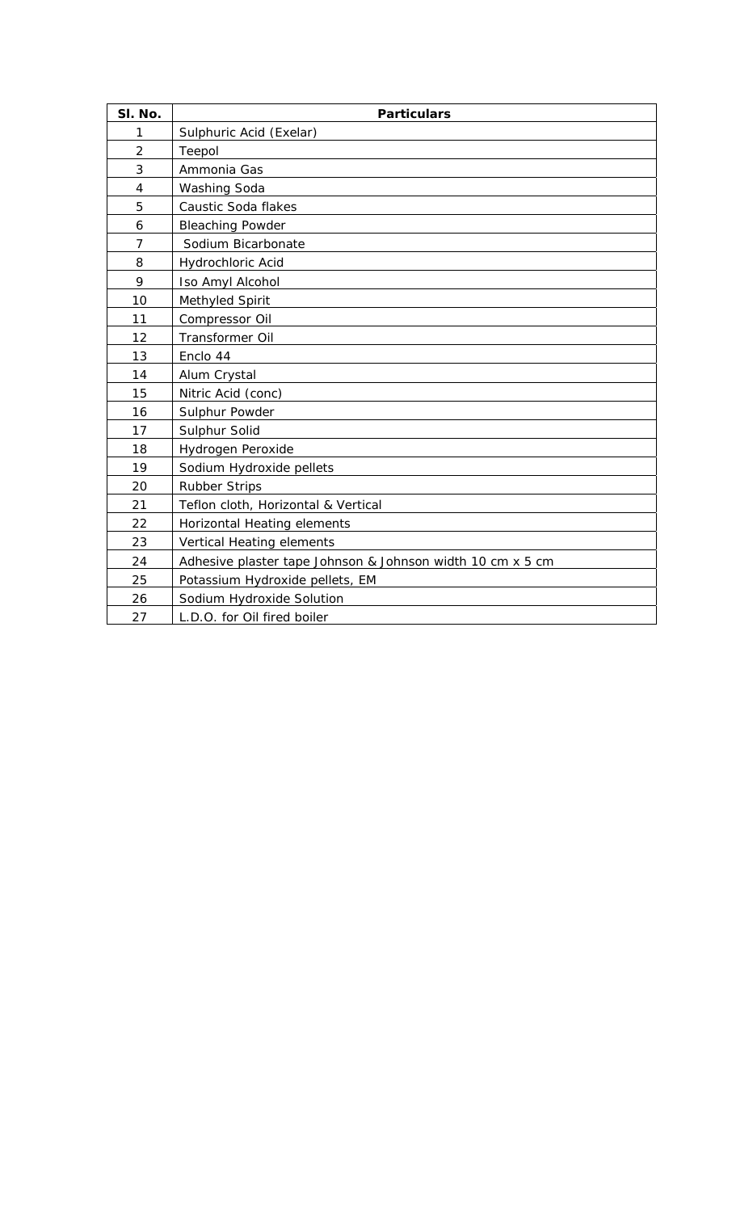| Sl. No. | Particulars |
|---|---|
| 1 | Sulphuric Acid (Exelar) |
| 2 | Teepol |
| 3 | Ammonia Gas |
| 4 | Washing Soda |
| 5 | Caustic Soda flakes |
| 6 | Bleaching Powder |
| 7 | Sodium Bicarbonate |
| 8 | Hydrochloric Acid |
| 9 | Iso Amyl Alcohol |
| 10 | Methyled Spirit |
| 11 | Compressor Oil |
| 12 | Transformer Oil |
| 13 | Enclo 44 |
| 14 | Alum Crystal |
| 15 | Nitric Acid (conc) |
| 16 | Sulphur Powder |
| 17 | Sulphur Solid |
| 18 | Hydrogen Peroxide |
| 19 | Sodium Hydroxide pellets |
| 20 | Rubber Strips |
| 21 | Teflon cloth, Horizontal & Vertical |
| 22 | Horizontal Heating elements |
| 23 | Vertical Heating elements |
| 24 | Adhesive plaster tape Johnson & Johnson width 10 cm x 5 cm |
| 25 | Potassium Hydroxide pellets, EM |
| 26 | Sodium Hydroxide Solution |
| 27 | L.D.O. for Oil fired boiler |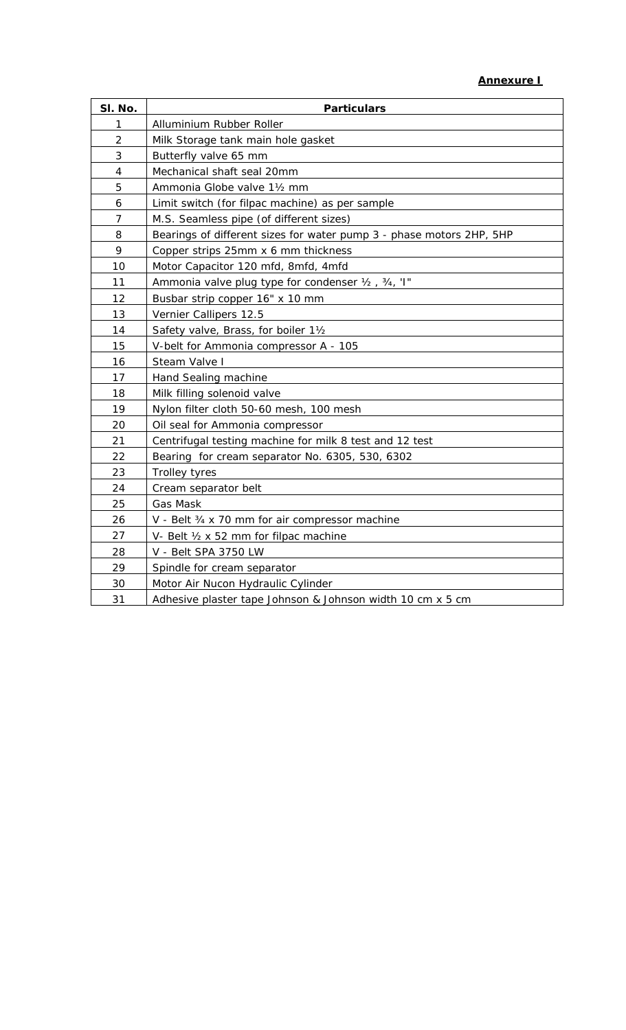**Annexure I**

| Sl. No. | Particulars |
|---|---|
| 1 | Alluminium Rubber Roller |
| 2 | Milk Storage tank main hole gasket |
| 3 | Butterfly valve 65 mm |
| 4 | Mechanical shaft seal 20mm |
| 5 | Ammonia Globe valve 1½ mm |
| 6 | Limit switch (for filpac machine) as per sample |
| 7 | M.S. Seamless pipe (of different sizes) |
| 8 | Bearings of different sizes for water pump 3 - phase motors 2HP, 5HP |
| 9 | Copper strips 25mm x 6 mm thickness |
| 10 | Motor Capacitor 120 mfd, 8mfd, 4mfd |
| 11 | Ammonia valve plug type for condenser ½ , ¾, 'I" |
| 12 | Busbar strip copper 16" x 10 mm |
| 13 | Vernier Callipers 12.5 |
| 14 | Safety valve, Brass, for boiler 1½ |
| 15 | V-belt for Ammonia compressor A - 105 |
| 16 | Steam Valve I |
| 17 | Hand Sealing machine |
| 18 | Milk filling solenoid valve |
| 19 | Nylon filter cloth 50-60 mesh, 100 mesh |
| 20 | Oil seal for Ammonia compressor |
| 21 | Centrifugal testing machine for milk 8 test and 12 test |
| 22 | Bearing for cream separator No. 6305, 530, 6302 |
| 23 | Trolley tyres |
| 24 | Cream separator belt |
| 25 | Gas Mask |
| 26 | V - Belt ¾ x 70 mm for air compressor machine |
| 27 | V- Belt ½ x 52 mm for filpac machine |
| 28 | V - Belt SPA 3750 LW |
| 29 | Spindle for cream separator |
| 30 | Motor Air Nucon Hydraulic Cylinder |
| 31 | Adhesive plaster tape Johnson & Johnson width 10 cm x 5 cm |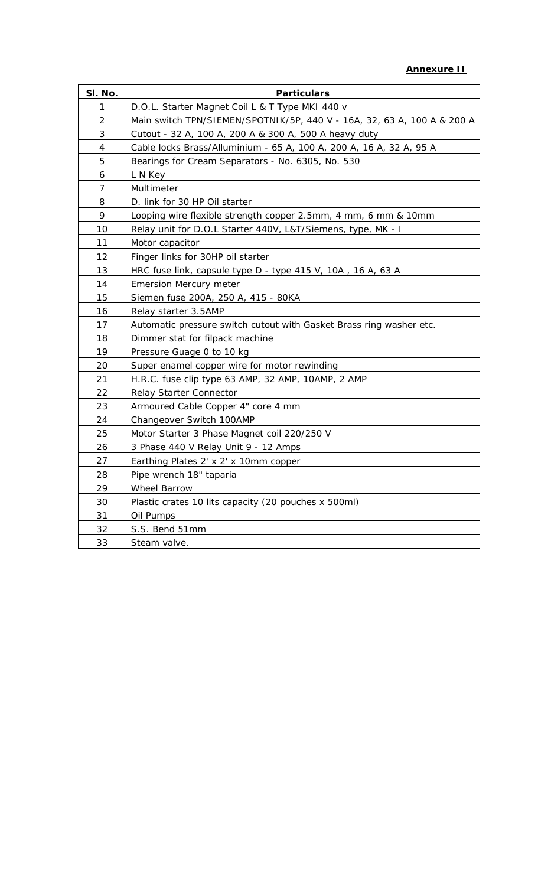**Annexure II**

| Sl. No. | Particulars |
|---|---|
| 1 | D.O.L. Starter Magnet Coil L & T Type MKI 440 v |
| 2 | Main switch TPN/SIEMEN/SPOTNIK/5P, 440 V - 16A, 32, 63 A, 100 A & 200 A |
| 3 | Cutout - 32 A, 100 A, 200 A & 300 A, 500 A heavy duty |
| 4 | Cable locks Brass/Alluminium - 65 A, 100 A, 200 A, 16 A, 32 A, 95 A |
| 5 | Bearings for Cream Separators - No. 6305, No. 530 |
| 6 | L N Key |
| 7 | Multimeter |
| 8 | D. link for 30 HP Oil starter |
| 9 | Looping wire flexible strength copper 2.5mm, 4 mm, 6 mm & 10mm |
| 10 | Relay unit for D.O.L Starter 440V, L&T/Siemens, type, MK - I |
| 11 | Motor capacitor |
| 12 | Finger links for 30HP oil starter |
| 13 | HRC fuse link, capsule type D - type 415 V, 10A , 16 A, 63 A |
| 14 | Emersion Mercury meter |
| 15 | Siemen fuse 200A, 250 A, 415 - 80KA |
| 16 | Relay starter 3.5AMP |
| 17 | Automatic pressure switch cutout with Gasket Brass ring washer etc. |
| 18 | Dimmer stat for filpack machine |
| 19 | Pressure Guage 0 to 10 kg |
| 20 | Super enamel copper wire for motor rewinding |
| 21 | H.R.C. fuse clip type 63 AMP, 32 AMP, 10AMP, 2 AMP |
| 22 | Relay Starter Connector |
| 23 | Armoured Cable Copper 4" core 4 mm |
| 24 | Changeover Switch 100AMP |
| 25 | Motor Starter 3 Phase Magnet coil 220/250 V |
| 26 | 3 Phase 440 V Relay Unit 9 - 12 Amps |
| 27 | Earthing Plates 2' x 2' x 10mm copper |
| 28 | Pipe wrench 18" taparia |
| 29 | Wheel Barrow |
| 30 | Plastic crates 10 lits capacity (20 pouches x 500ml) |
| 31 | Oil Pumps |
| 32 | S.S. Bend 51mm |
| 33 | Steam valve. |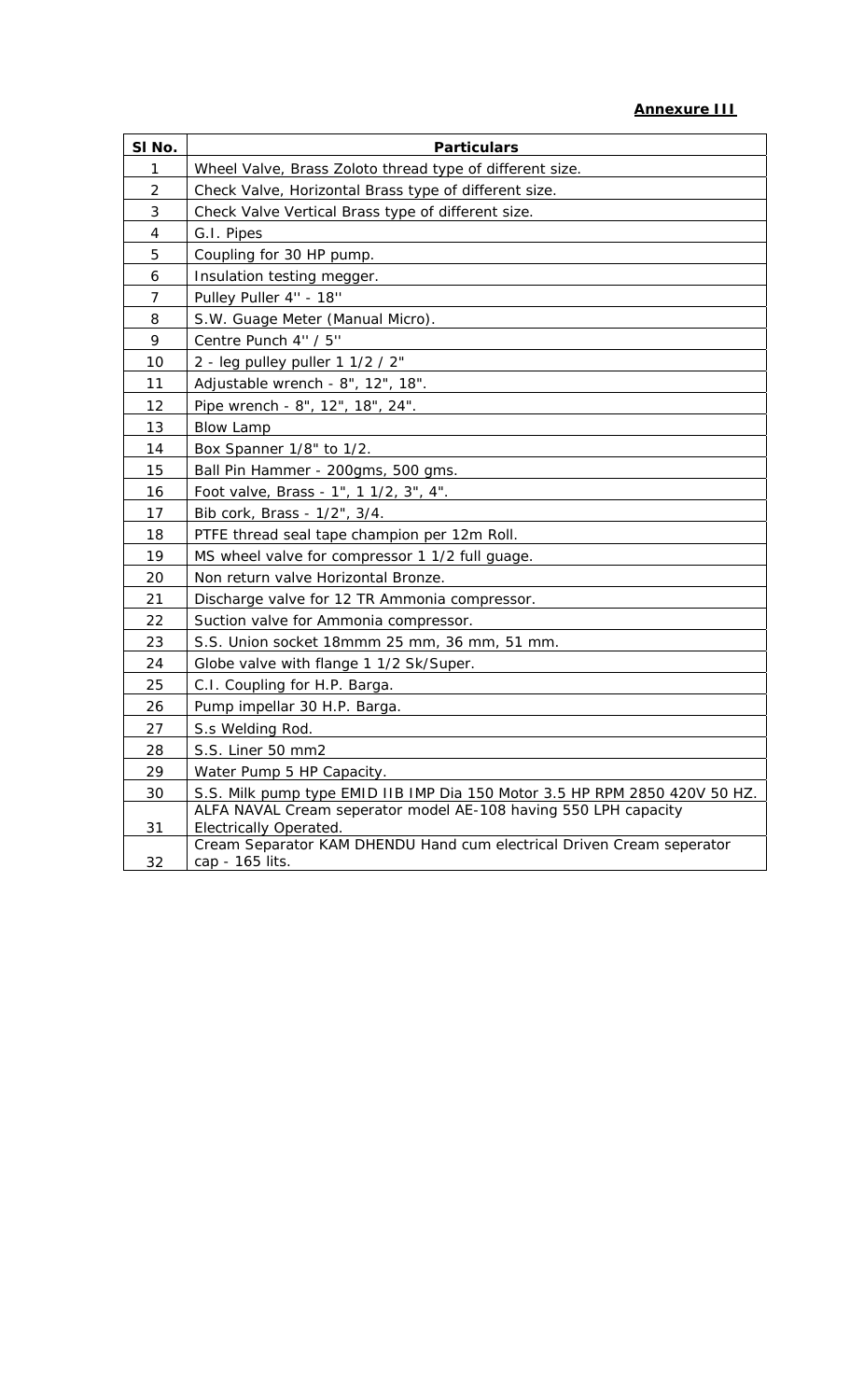**Annexure III**

| Sl No. | Particulars |
|---|---|
| 1 | Wheel Valve, Brass Zoloto thread type of different size. |
| 2 | Check Valve, Horizontal Brass type of different size. |
| 3 | Check Valve Vertical Brass type of different size. |
| 4 | G.I. Pipes |
| 5 | Coupling for 30 HP pump. |
| 6 | Insulation testing megger. |
| 7 | Pulley Puller 4'' - 18'' |
| 8 | S.W. Guage Meter (Manual Micro). |
| 9 | Centre Punch 4'' / 5'' |
| 10 | 2 - leg pulley puller 1 1/2 / 2" |
| 11 | Adjustable wrench - 8", 12", 18". |
| 12 | Pipe wrench - 8", 12", 18", 24". |
| 13 | Blow Lamp |
| 14 | Box Spanner 1/8" to 1/2. |
| 15 | Ball Pin Hammer - 200gms, 500 gms. |
| 16 | Foot valve, Brass - 1", 1 1/2, 3", 4". |
| 17 | Bib cork, Brass - 1/2", 3/4. |
| 18 | PTFE thread seal tape champion per 12m Roll. |
| 19 | MS wheel valve for compressor 1 1/2 full guage. |
| 20 | Non return valve Horizontal Bronze. |
| 21 | Discharge valve for 12 TR Ammonia compressor. |
| 22 | Suction valve for Ammonia compressor. |
| 23 | S.S. Union socket 18mmm 25 mm, 36 mm, 51 mm. |
| 24 | Globe valve with flange 1 1/2 Sk/Super. |
| 25 | C.I. Coupling for H.P. Barga. |
| 26 | Pump impellar 30 H.P. Barga. |
| 27 | S.s Welding Rod. |
| 28 | S.S. Liner 50 mm2 |
| 29 | Water Pump 5 HP Capacity. |
| 30 | S.S. Milk pump type EMID IIB IMP Dia 150 Motor 3.5 HP RPM 2850 420V 50 HZ. |
| 31 | ALFA NAVAL Cream seperator model AE-108 having 550 LPH capacity Electrically Operated. |
| 32 | Cream Separator KAM DHENDU Hand cum electrical Driven Cream seperator cap - 165 lits. |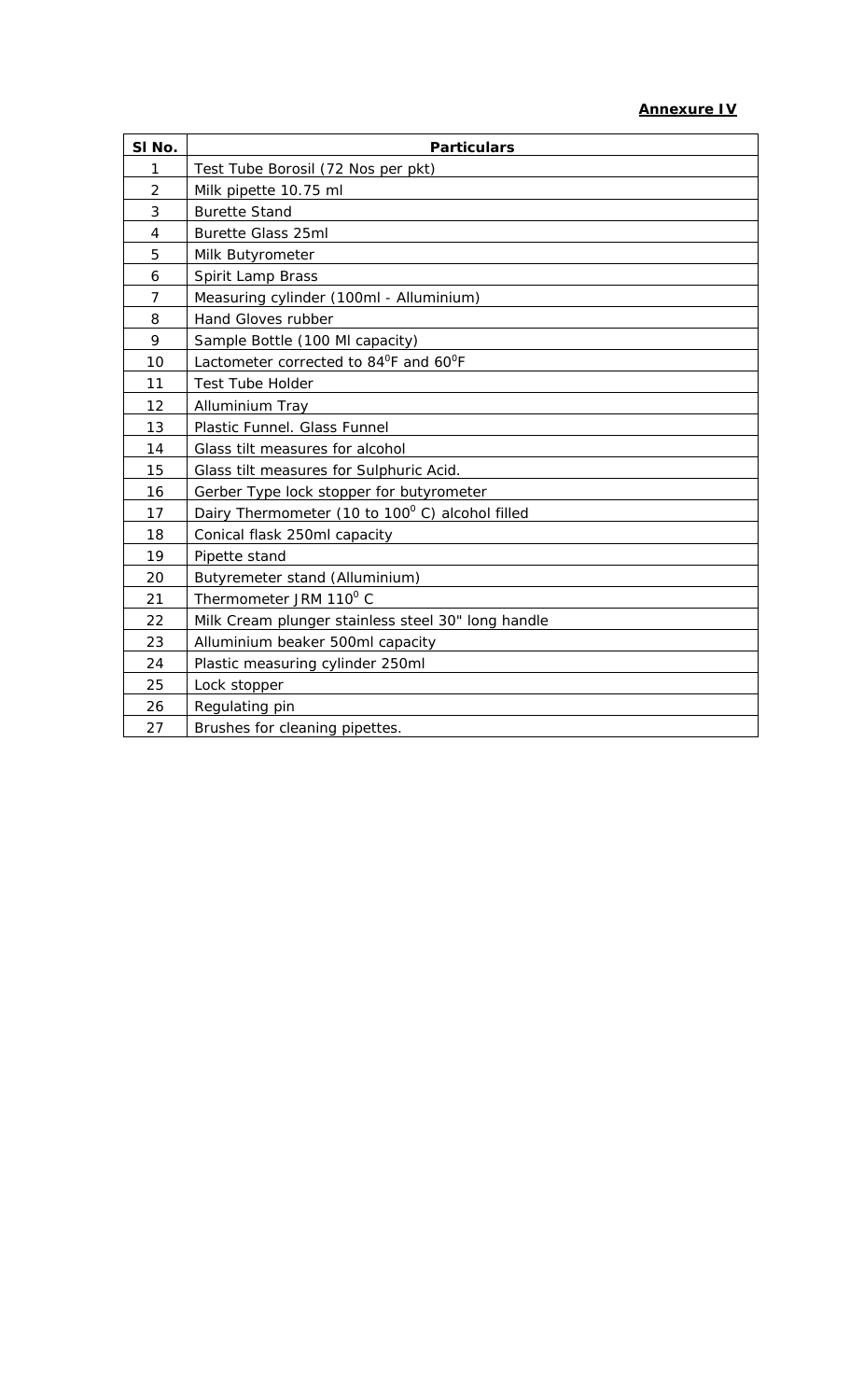**Annexure IV**

| Sl No. | Particulars |
|---|---|
| 1 | Test Tube Borosil (72 Nos per pkt) |
| 2 | Milk pipette 10.75 ml |
| 3 | Burette Stand |
| 4 | Burette Glass 25ml |
| 5 | Milk Butyrometer |
| 6 | Spirit Lamp Brass |
| 7 | Measuring cylinder (100ml - Alluminium) |
| 8 | Hand Gloves rubber |
| 9 | Sample Bottle (100 Ml capacity) |
| 10 | Lactometer corrected to 84$^0$F and 60$^0$F |
| 11 | Test Tube Holder |
| 12 | Alluminium Tray |
| 13 | Plastic Funnel. Glass Funnel |
| 14 | Glass tilt measures for alcohol |
| 15 | Glass tilt measures for Sulphuric Acid. |
| 16 | Gerber Type lock stopper for butyrometer |
| 17 | Dairy Thermometer (10 to 100$^0$ C) alcohol filled |
| 18 | Conical flask 250ml capacity |
| 19 | Pipette stand |
| 20 | Butyremeter stand (Alluminium) |
| 21 | Thermometer JRM 110$^0$ C |
| 22 | Milk Cream plunger stainless steel 30" long handle |
| 23 | Alluminium beaker 500ml capacity |
| 24 | Plastic measuring cylinder 250ml |
| 25 | Lock stopper |
| 26 | Regulating pin |
| 27 | Brushes for cleaning pipettes. |